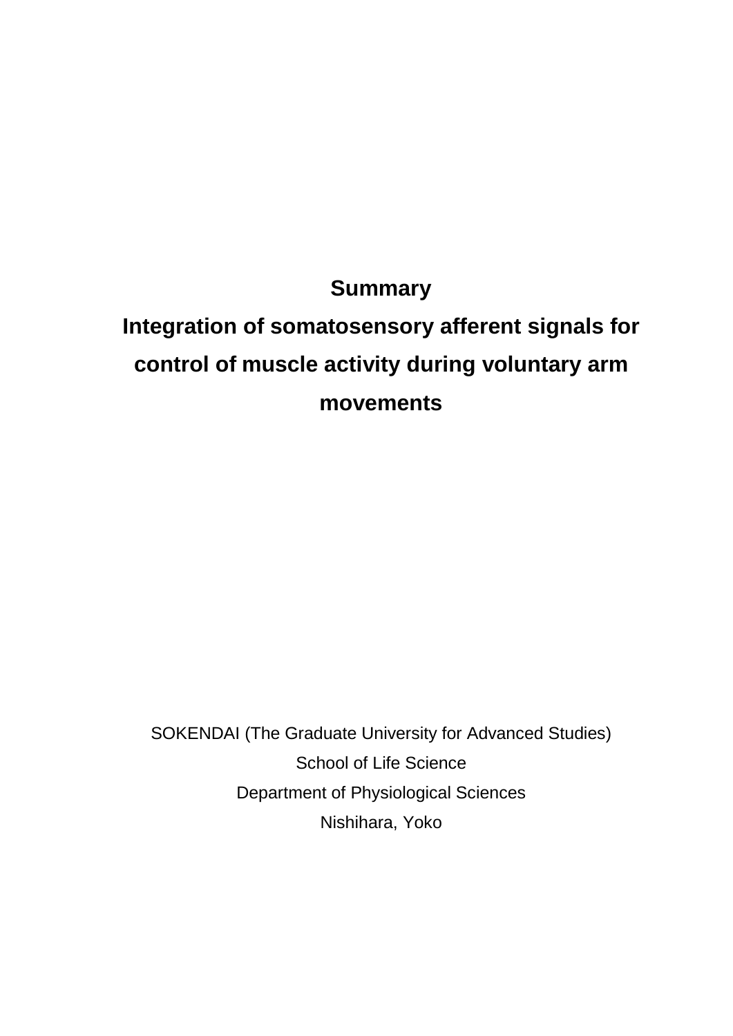# Summary

# Integration of somatosensory afferent signals for control of muscle activity during voluntary arm movements

SOKENDAI (The Graduate University for Advanced Studies)

School of Life Science

Department of Physiological Sciences

Nishihara, Yoko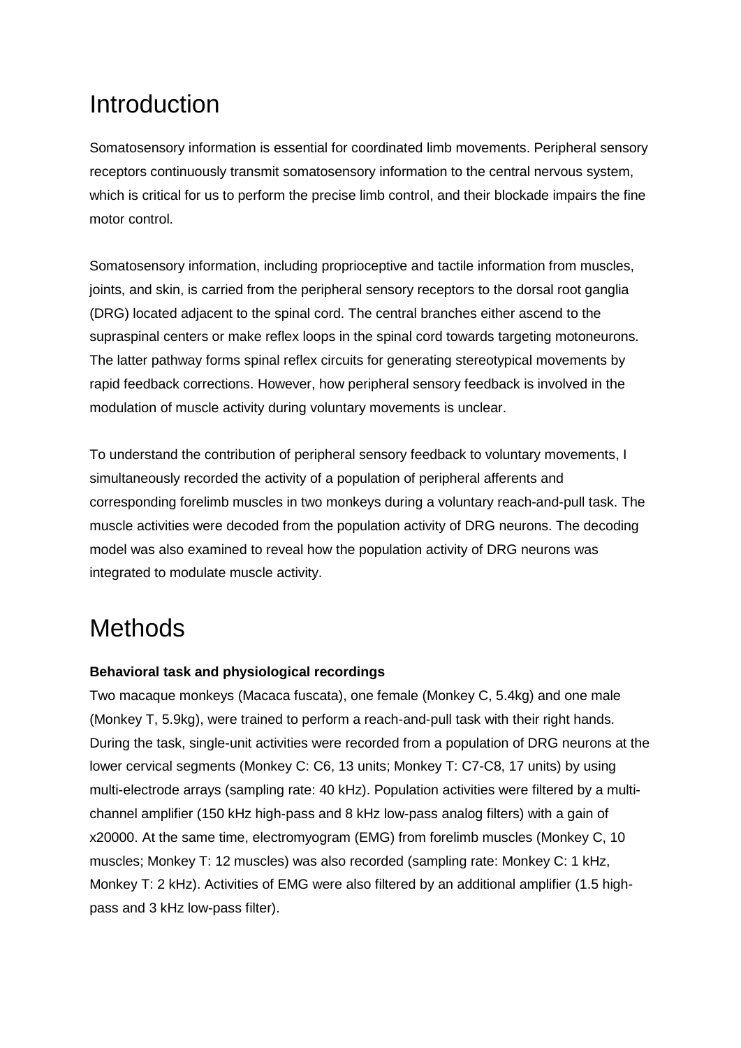# Introduction

Somatosensory information is essential for coordinated limb movements. Peripheral sensory receptors continuously transmit somatosensory information to the central nervous system, which is critical for us to perform the precise limb control, and their blockade impairs the fine motor control.

Somatosensory information, including proprioceptive and tactile information from muscles, joints, and skin, is carried from the peripheral sensory receptors to the dorsal root ganglia (DRG) located adjacent to the spinal cord. The central branches either ascend to the supraspinal centers or make reflex loops in the spinal cord towards targeting motoneurons. The latter pathway forms spinal reflex circuits for generating stereotypical movements by rapid feedback corrections. However, how peripheral sensory feedback is involved in the modulation of muscle activity during voluntary movements is unclear.

To understand the contribution of peripheral sensory feedback to voluntary movements, I simultaneously recorded the activity of a population of peripheral afferents and corresponding forelimb muscles in two monkeys during a voluntary reach-and-pull task. The muscle activities were decoded from the population activity of DRG neurons. The decoding model was also examined to reveal how the population activity of DRG neurons was integrated to modulate muscle activity.

# Methods

**Behavioral task and physiological recordings**

Two macaque monkeys (Macaca fuscata), one female (Monkey C, 5.4kg) and one male (Monkey T, 5.9kg), were trained to perform a reach-and-pull task with their right hands. During the task, single-unit activities were recorded from a population of DRG neurons at the lower cervical segments (Monkey C: C6, 13 units; Monkey T: C7-C8, 17 units) by using multi-electrode arrays (sampling rate: 40 kHz). Population activities were filtered by a multi-channel amplifier (150 kHz high-pass and 8 kHz low-pass analog filters) with a gain of x20000. At the same time, electromyogram (EMG) from forelimb muscles (Monkey C, 10 muscles; Monkey T: 12 muscles) was also recorded (sampling rate: Monkey C: 1 kHz, Monkey T: 2 kHz). Activities of EMG were also filtered by an additional amplifier (1.5 high-pass and 3 kHz low-pass filter).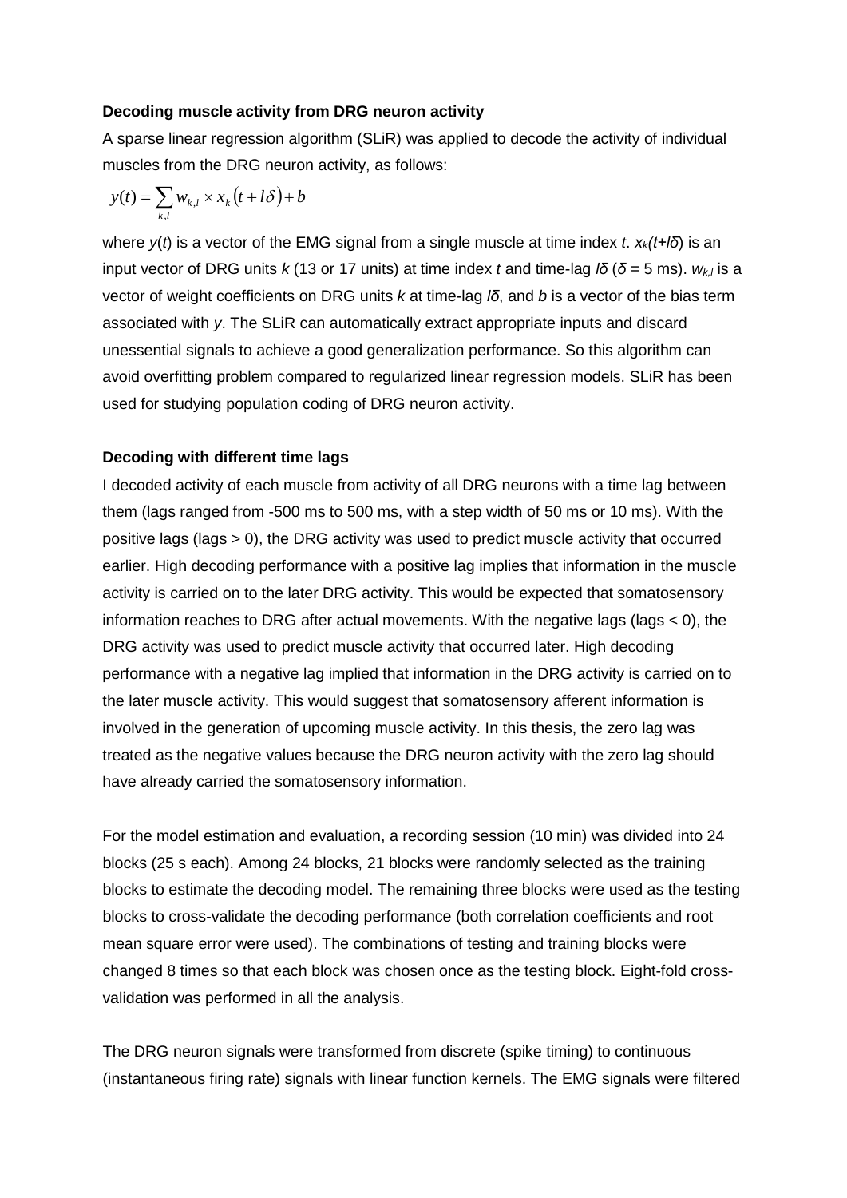**Decoding muscle activity from DRG neuron activity**

A sparse linear regression algorithm (SLiR) was applied to decode the activity of individual muscles from the DRG neuron activity, as follows:

$$y(t) = \sum_{k,l} w_{k,l} \times x_k\left(t + l\delta\right) + b$$

where $y(t)$ is a vector of the EMG signal from a single muscle at time index $t$. $x_k(t+l\delta)$ is an input vector of DRG units $k$ (13 or 17 units) at time index $t$ and time-lag $l\delta$ ($\delta$ = 5 ms). $w_{k,l}$ is a vector of weight coefficients on DRG units $k$ at time-lag $l\delta$, and $b$ is a vector of the bias term associated with $y$. The SLiR can automatically extract appropriate inputs and discard unessential signals to achieve a good generalization performance. So this algorithm can avoid overfitting problem compared to regularized linear regression models. SLiR has been used for studying population coding of DRG neuron activity.

**Decoding with different time lags**

I decoded activity of each muscle from activity of all DRG neurons with a time lag between them (lags ranged from -500 ms to 500 ms, with a step width of 50 ms or 10 ms). With the positive lags (lags > 0), the DRG activity was used to predict muscle activity that occurred earlier. High decoding performance with a positive lag implies that information in the muscle activity is carried on to the later DRG activity. This would be expected that somatosensory information reaches to DRG after actual movements. With the negative lags (lags < 0), the DRG activity was used to predict muscle activity that occurred later. High decoding performance with a negative lag implied that information in the DRG activity is carried on to the later muscle activity. This would suggest that somatosensory afferent information is involved in the generation of upcoming muscle activity. In this thesis, the zero lag was treated as the negative values because the DRG neuron activity with the zero lag should have already carried the somatosensory information.

For the model estimation and evaluation, a recording session (10 min) was divided into 24 blocks (25 s each). Among 24 blocks, 21 blocks were randomly selected as the training blocks to estimate the decoding model. The remaining three blocks were used as the testing blocks to cross-validate the decoding performance (both correlation coefficients and root mean square error were used). The combinations of testing and training blocks were changed 8 times so that each block was chosen once as the testing block. Eight-fold cross-validation was performed in all the analysis.

The DRG neuron signals were transformed from discrete (spike timing) to continuous (instantaneous firing rate) signals with linear function kernels. The EMG signals were filtered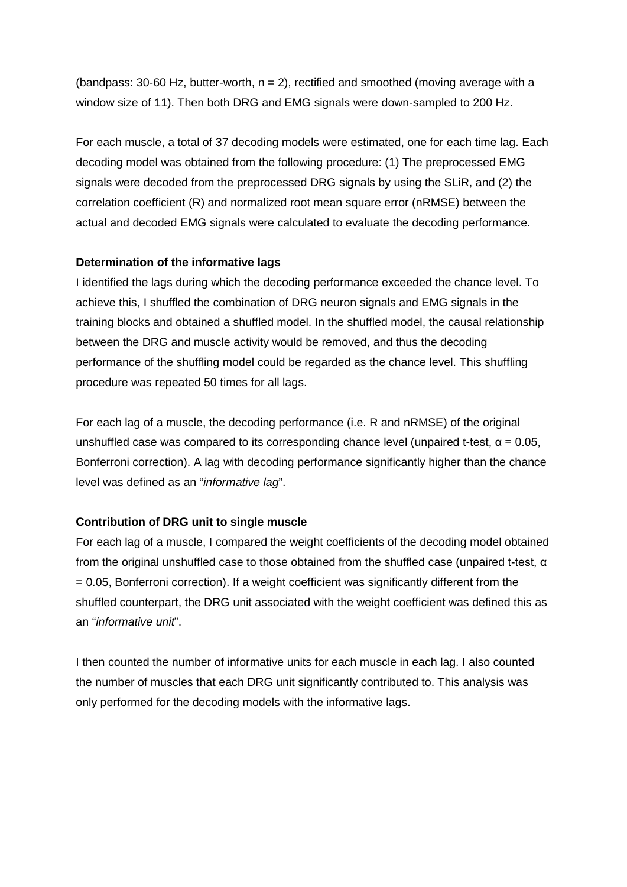(bandpass: 30-60 Hz, butter-worth, $n = 2$), rectified and smoothed (moving average with a window size of 11). Then both DRG and EMG signals were down-sampled to 200 Hz.

For each muscle, a total of 37 decoding models were estimated, one for each time lag. Each decoding model was obtained from the following procedure: (1) The preprocessed EMG signals were decoded from the preprocessed DRG signals by using the SLiR, and (2) the correlation coefficient (R) and normalized root mean square error (nRMSE) between the actual and decoded EMG signals were calculated to evaluate the decoding performance.

**Determination of the informative lags**

I identified the lags during which the decoding performance exceeded the chance level. To achieve this, I shuffled the combination of DRG neuron signals and EMG signals in the training blocks and obtained a shuffled model. In the shuffled model, the causal relationship between the DRG and muscle activity would be removed, and thus the decoding performance of the shuffling model could be regarded as the chance level. This shuffling procedure was repeated 50 times for all lags.

For each lag of a muscle, the decoding performance (i.e. R and nRMSE) of the original unshuffled case was compared to its corresponding chance level (unpaired t-test, $\alpha = 0.05$, Bonferroni correction). A lag with decoding performance significantly higher than the chance level was defined as an "*informative lag*".

**Contribution of DRG unit to single muscle**

For each lag of a muscle, I compared the weight coefficients of the decoding model obtained from the original unshuffled case to those obtained from the shuffled case (unpaired t-test, $\alpha = 0.05$, Bonferroni correction). If a weight coefficient was significantly different from the shuffled counterpart, the DRG unit associated with the weight coefficient was defined this as an "*informative unit*".

I then counted the number of informative units for each muscle in each lag. I also counted the number of muscles that each DRG unit significantly contributed to. This analysis was only performed for the decoding models with the informative lags.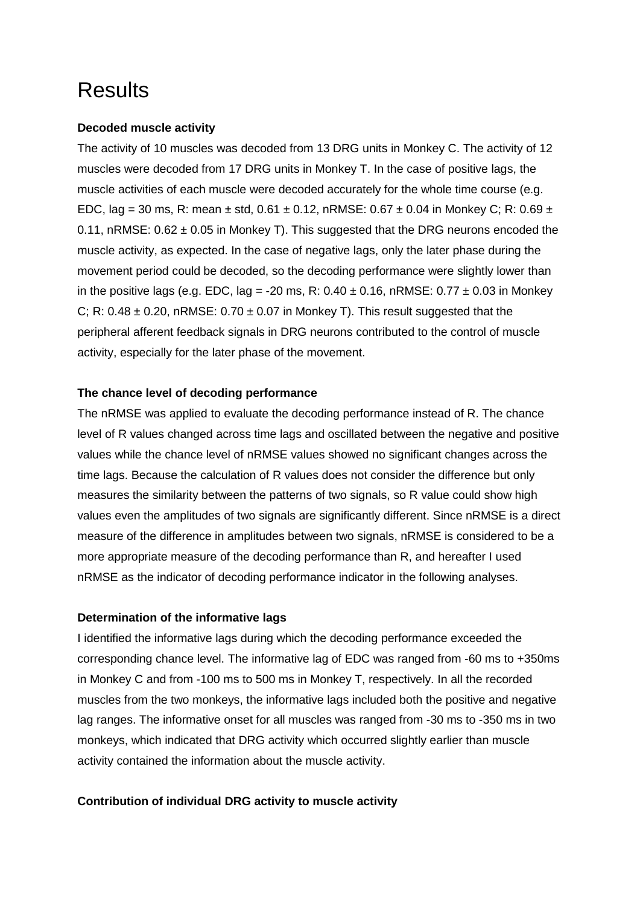# Results

**Decoded muscle activity**

The activity of 10 muscles was decoded from 13 DRG units in Monkey C. The activity of 12 muscles were decoded from 17 DRG units in Monkey T. In the case of positive lags, the muscle activities of each muscle were decoded accurately for the whole time course (e.g. EDC, lag = 30 ms, R: mean ± std, 0.61 ± 0.12, nRMSE: 0.67 ± 0.04 in Monkey C; R: 0.69 ± 0.11, nRMSE: 0.62 ± 0.05 in Monkey T). This suggested that the DRG neurons encoded the muscle activity, as expected. In the case of negative lags, only the later phase during the movement period could be decoded, so the decoding performance were slightly lower than in the positive lags (e.g. EDC, lag = -20 ms, R: 0.40 ± 0.16, nRMSE: 0.77 ± 0.03 in Monkey C; R: 0.48 ± 0.20, nRMSE: 0.70 ± 0.07 in Monkey T). This result suggested that the peripheral afferent feedback signals in DRG neurons contributed to the control of muscle activity, especially for the later phase of the movement.

**The chance level of decoding performance**

The nRMSE was applied to evaluate the decoding performance instead of R. The chance level of R values changed across time lags and oscillated between the negative and positive values while the chance level of nRMSE values showed no significant changes across the time lags. Because the calculation of R values does not consider the difference but only measures the similarity between the patterns of two signals, so R value could show high values even the amplitudes of two signals are significantly different. Since nRMSE is a direct measure of the difference in amplitudes between two signals, nRMSE is considered to be a more appropriate measure of the decoding performance than R, and hereafter I used nRMSE as the indicator of decoding performance indicator in the following analyses.

**Determination of the informative lags**

I identified the informative lags during which the decoding performance exceeded the corresponding chance level. The informative lag of EDC was ranged from -60 ms to +350ms in Monkey C and from -100 ms to 500 ms in Monkey T, respectively. In all the recorded muscles from the two monkeys, the informative lags included both the positive and negative lag ranges. The informative onset for all muscles was ranged from -30 ms to -350 ms in two monkeys, which indicated that DRG activity which occurred slightly earlier than muscle activity contained the information about the muscle activity.

**Contribution of individual DRG activity to muscle activity**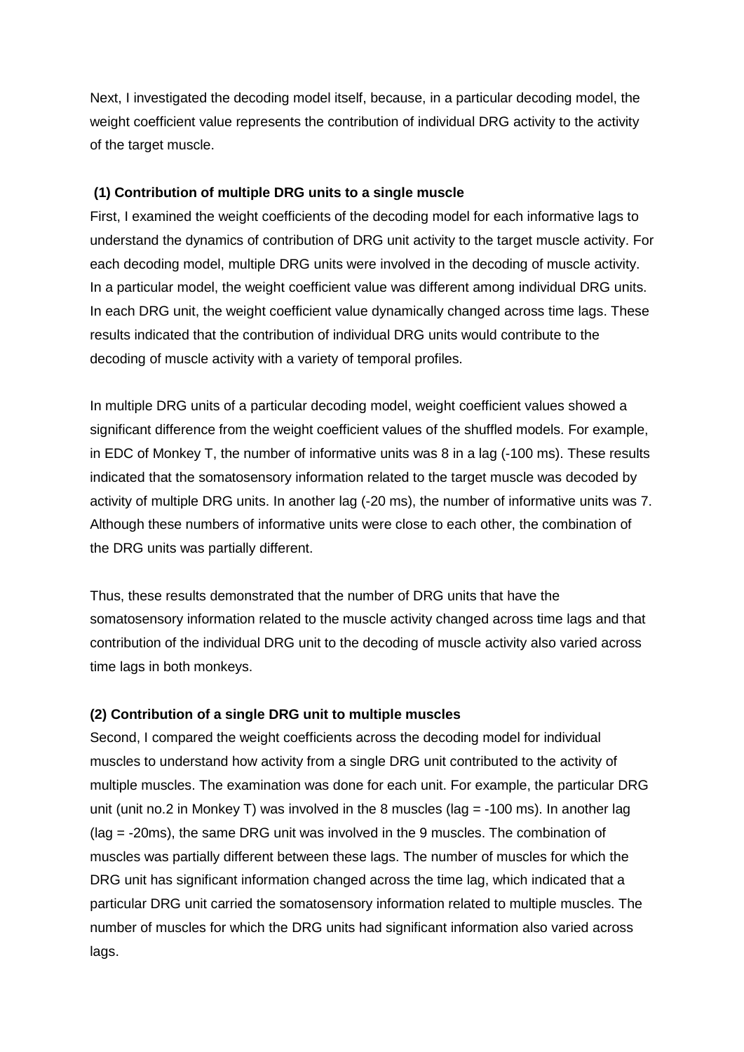Next, I investigated the decoding model itself, because, in a particular decoding model, the weight coefficient value represents the contribution of individual DRG activity to the activity of the target muscle.

**(1) Contribution of multiple DRG units to a single muscle**

First, I examined the weight coefficients of the decoding model for each informative lags to understand the dynamics of contribution of DRG unit activity to the target muscle activity. For each decoding model, multiple DRG units were involved in the decoding of muscle activity. In a particular model, the weight coefficient value was different among individual DRG units. In each DRG unit, the weight coefficient value dynamically changed across time lags. These results indicated that the contribution of individual DRG units would contribute to the decoding of muscle activity with a variety of temporal profiles.

In multiple DRG units of a particular decoding model, weight coefficient values showed a significant difference from the weight coefficient values of the shuffled models. For example, in EDC of Monkey T, the number of informative units was 8 in a lag (-100 ms). These results indicated that the somatosensory information related to the target muscle was decoded by activity of multiple DRG units. In another lag (-20 ms), the number of informative units was 7. Although these numbers of informative units were close to each other, the combination of the DRG units was partially different.

Thus, these results demonstrated that the number of DRG units that have the somatosensory information related to the muscle activity changed across time lags and that contribution of the individual DRG unit to the decoding of muscle activity also varied across time lags in both monkeys.

**(2) Contribution of a single DRG unit to multiple muscles**

Second, I compared the weight coefficients across the decoding model for individual muscles to understand how activity from a single DRG unit contributed to the activity of multiple muscles. The examination was done for each unit. For example, the particular DRG unit (unit no.2 in Monkey T) was involved in the 8 muscles (lag = -100 ms). In another lag (lag = -20ms), the same DRG unit was involved in the 9 muscles. The combination of muscles was partially different between these lags. The number of muscles for which the DRG unit has significant information changed across the time lag, which indicated that a particular DRG unit carried the somatosensory information related to multiple muscles. The number of muscles for which the DRG units had significant information also varied across lags.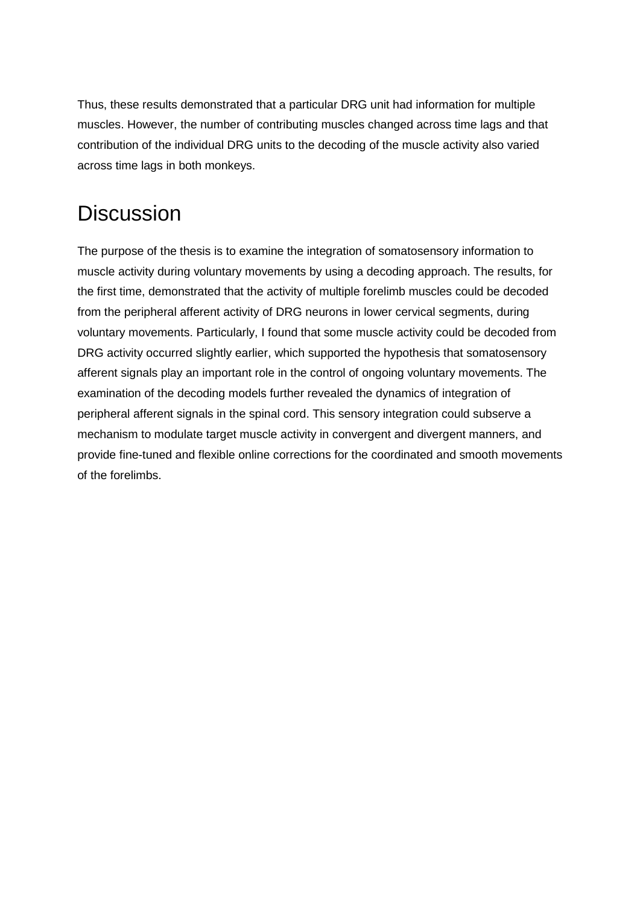Thus, these results demonstrated that a particular DRG unit had information for multiple muscles. However, the number of contributing muscles changed across time lags and that contribution of the individual DRG units to the decoding of the muscle activity also varied across time lags in both monkeys.

# Discussion

The purpose of the thesis is to examine the integration of somatosensory information to muscle activity during voluntary movements by using a decoding approach. The results, for the first time, demonstrated that the activity of multiple forelimb muscles could be decoded from the peripheral afferent activity of DRG neurons in lower cervical segments, during voluntary movements. Particularly, I found that some muscle activity could be decoded from DRG activity occurred slightly earlier, which supported the hypothesis that somatosensory afferent signals play an important role in the control of ongoing voluntary movements. The examination of the decoding models further revealed the dynamics of integration of peripheral afferent signals in the spinal cord. This sensory integration could subserve a mechanism to modulate target muscle activity in convergent and divergent manners, and provide fine-tuned and flexible online corrections for the coordinated and smooth movements of the forelimbs.